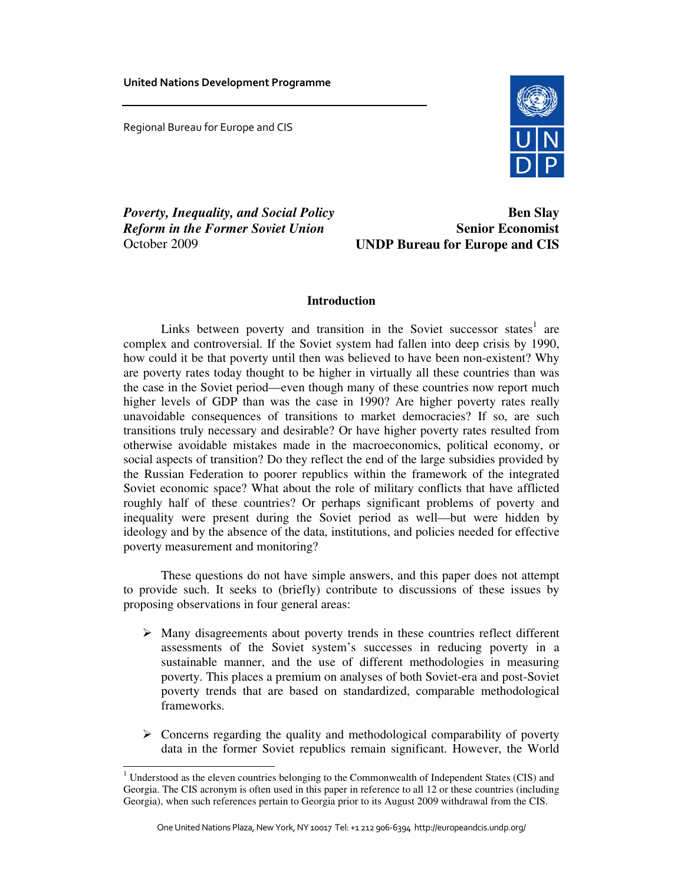United Nations Development Programme

Regional Bureau for Europe and CIS

***Poverty, Inequality, and Social Policy Reform in the Former Soviet Union***
October 2009

**Ben Slay**
**Senior Economist**
**UNDP Bureau for Europe and CIS**

## Introduction

Links between poverty and transition in the Soviet successor states[1] are complex and controversial. If the Soviet system had fallen into deep crisis by 1990, how could it be that poverty until then was believed to have been non-existent? Why are poverty rates today thought to be higher in virtually all these countries than was the case in the Soviet period—even though many of these countries now report much higher levels of GDP than was the case in 1990? Are higher poverty rates really unavoidable consequences of transitions to market democracies? If so, are such transitions truly necessary and desirable? Or have higher poverty rates resulted from otherwise avoidable mistakes made in the macroeconomics, political economy, or social aspects of transition? Do they reflect the end of the large subsidies provided by the Russian Federation to poorer republics within the framework of the integrated Soviet economic space? What about the role of military conflicts that have afflicted roughly half of these countries? Or perhaps significant problems of poverty and inequality were present during the Soviet period as well—but were hidden by ideology and by the absence of the data, institutions, and policies needed for effective poverty measurement and monitoring?

These questions do not have simple answers, and this paper does not attempt to provide such. It seeks to (briefly) contribute to discussions of these issues by proposing observations in four general areas:

- Many disagreements about poverty trends in these countries reflect different assessments of the Soviet system's successes in reducing poverty in a sustainable manner, and the use of different methodologies in measuring poverty. This places a premium on analyses of both Soviet-era and post-Soviet poverty trends that are based on standardized, comparable methodological frameworks.

- Concerns regarding the quality and methodological comparability of poverty data in the former Soviet republics remain significant. However, the World

---

[1] Understood as the eleven countries belonging to the Commonwealth of Independent States (CIS) and Georgia. The CIS acronym is often used in this paper in reference to all 12 or these countries (including Georgia), when such references pertain to Georgia prior to its August 2009 withdrawal from the CIS.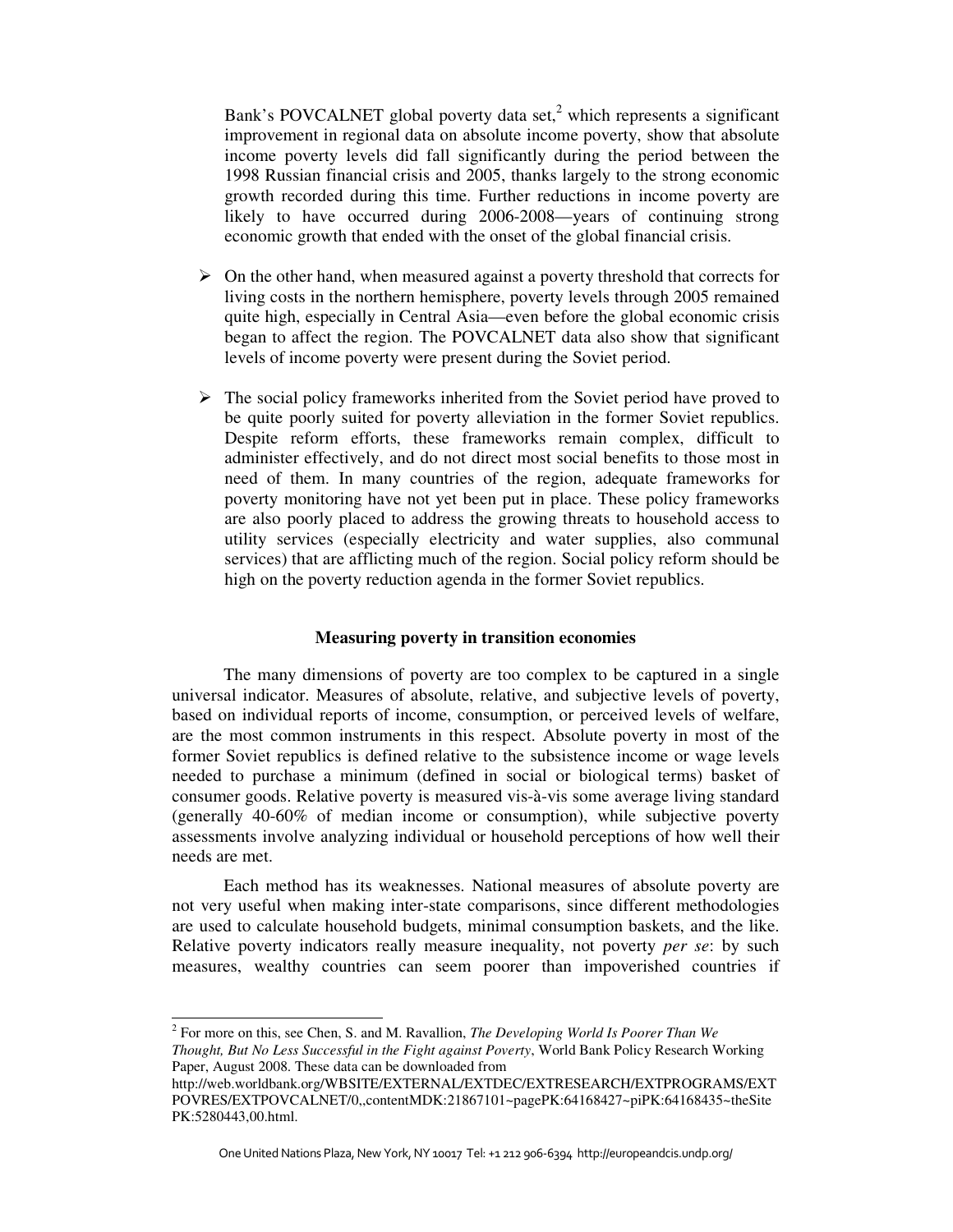Bank's POVCALNET global poverty data set,[2] which represents a significant improvement in regional data on absolute income poverty, show that absolute income poverty levels did fall significantly during the period between the 1998 Russian financial crisis and 2005, thanks largely to the strong economic growth recorded during this time. Further reductions in income poverty are likely to have occurred during 2006-2008—years of continuing strong economic growth that ended with the onset of the global financial crisis.

- On the other hand, when measured against a poverty threshold that corrects for living costs in the northern hemisphere, poverty levels through 2005 remained quite high, especially in Central Asia—even before the global economic crisis began to affect the region. The POVCALNET data also show that significant levels of income poverty were present during the Soviet period.

- The social policy frameworks inherited from the Soviet period have proved to be quite poorly suited for poverty alleviation in the former Soviet republics. Despite reform efforts, these frameworks remain complex, difficult to administer effectively, and do not direct most social benefits to those most in need of them. In many countries of the region, adequate frameworks for poverty monitoring have not yet been put in place. These policy frameworks are also poorly placed to address the growing threats to household access to utility services (especially electricity and water supplies, also communal services) that are afflicting much of the region. Social policy reform should be high on the poverty reduction agenda in the former Soviet republics.

## Measuring poverty in transition economies

The many dimensions of poverty are too complex to be captured in a single universal indicator. Measures of absolute, relative, and subjective levels of poverty, based on individual reports of income, consumption, or perceived levels of welfare, are the most common instruments in this respect. Absolute poverty in most of the former Soviet republics is defined relative to the subsistence income or wage levels needed to purchase a minimum (defined in social or biological terms) basket of consumer goods. Relative poverty is measured vis-à-vis some average living standard (generally 40-60% of median income or consumption), while subjective poverty assessments involve analyzing individual or household perceptions of how well their needs are met.

Each method has its weaknesses. National measures of absolute poverty are not very useful when making inter-state comparisons, since different methodologies are used to calculate household budgets, minimal consumption baskets, and the like. Relative poverty indicators really measure inequality, not poverty *per se*: by such measures, wealthy countries can seem poorer than impoverished countries if

---

[2] For more on this, see Chen, S. and M. Ravallion, *The Developing World Is Poorer Than We Thought, But No Less Successful in the Fight against Poverty*, World Bank Policy Research Working Paper, August 2008. These data can be downloaded from http://web.worldbank.org/WBSITE/EXTERNAL/EXTDEC/EXTRESEARCH/EXTPROGRAMS/EXTPOVRES/EXTPOVCALNET/0,,contentMDK:21867101~pagePK:64168427~piPK:64168435~theSitePK:5280443,00.html.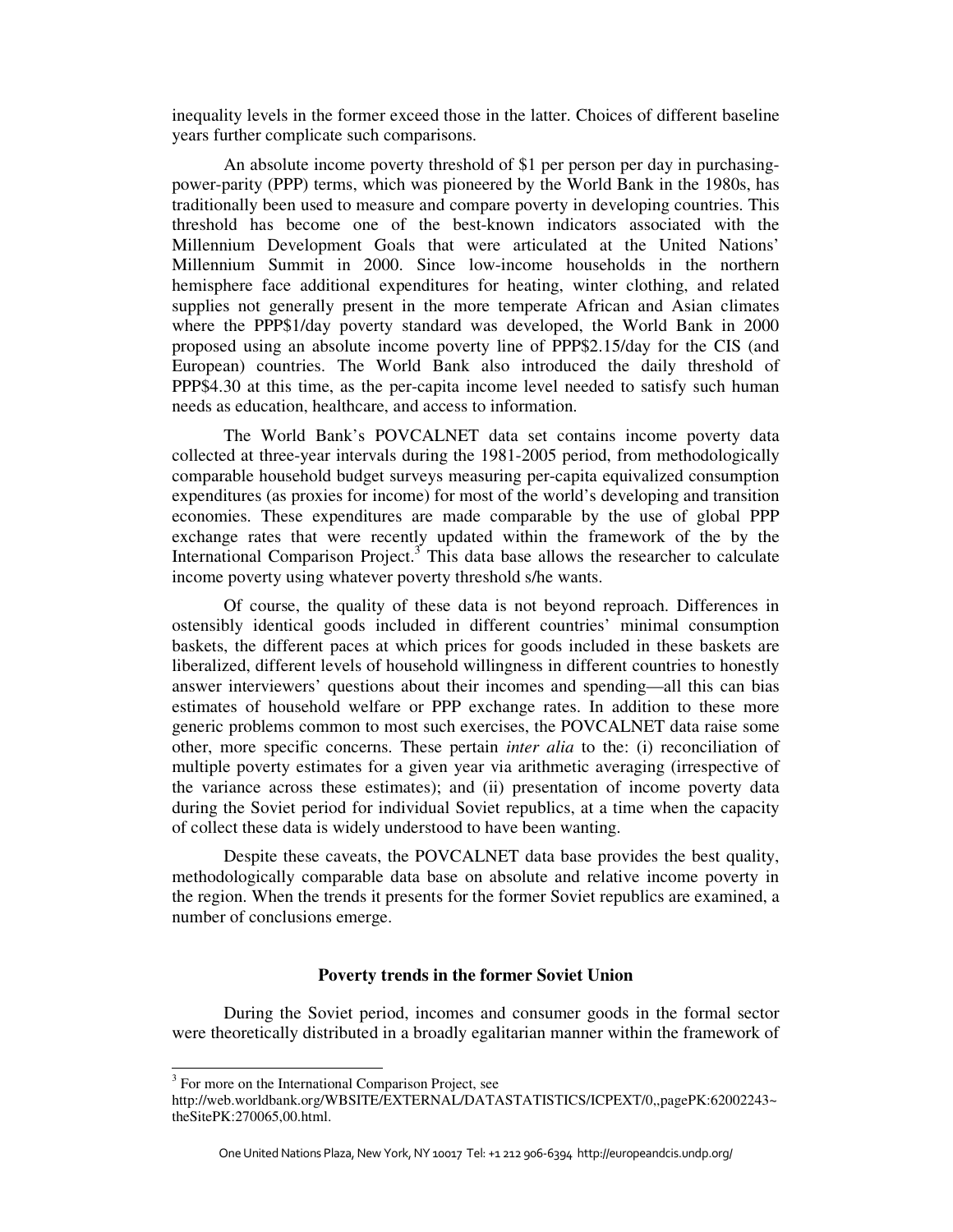inequality levels in the former exceed those in the latter. Choices of different baseline years further complicate such comparisons.

An absolute income poverty threshold of $1 per person per day in purchasing-power-parity (PPP) terms, which was pioneered by the World Bank in the 1980s, has traditionally been used to measure and compare poverty in developing countries. This threshold has become one of the best-known indicators associated with the Millennium Development Goals that were articulated at the United Nations' Millennium Summit in 2000. Since low-income households in the northern hemisphere face additional expenditures for heating, winter clothing, and related supplies not generally present in the more temperate African and Asian climates where the PPP$1/day poverty standard was developed, the World Bank in 2000 proposed using an absolute income poverty line of PPP$2.15/day for the CIS (and European) countries. The World Bank also introduced the daily threshold of PPP$4.30 at this time, as the per-capita income level needed to satisfy such human needs as education, healthcare, and access to information.

The World Bank's POVCALNET data set contains income poverty data collected at three-year intervals during the 1981-2005 period, from methodologically comparable household budget surveys measuring per-capita equivalized consumption expenditures (as proxies for income) for most of the world's developing and transition economies. These expenditures are made comparable by the use of global PPP exchange rates that were recently updated within the framework of the by the International Comparison Project.[3] This data base allows the researcher to calculate income poverty using whatever poverty threshold s/he wants.

Of course, the quality of these data is not beyond reproach. Differences in ostensibly identical goods included in different countries' minimal consumption baskets, the different paces at which prices for goods included in these baskets are liberalized, different levels of household willingness in different countries to honestly answer interviewers' questions about their incomes and spending—all this can bias estimates of household welfare or PPP exchange rates. In addition to these more generic problems common to most such exercises, the POVCALNET data raise some other, more specific concerns. These pertain *inter alia* to the: (i) reconciliation of multiple poverty estimates for a given year via arithmetic averaging (irrespective of the variance across these estimates); and (ii) presentation of income poverty data during the Soviet period for individual Soviet republics, at a time when the capacity of collect these data is widely understood to have been wanting.

Despite these caveats, the POVCALNET data base provides the best quality, methodologically comparable data base on absolute and relative income poverty in the region. When the trends it presents for the former Soviet republics are examined, a number of conclusions emerge.

### Poverty trends in the former Soviet Union

During the Soviet period, incomes and consumer goods in the formal sector were theoretically distributed in a broadly egalitarian manner within the framework of

[3] For more on the International Comparison Project, see http://web.worldbank.org/WBSITE/EXTERNAL/DATASTATISTICS/ICPEXT/0,,pagePK:62002243~theSitePK:270065,00.html.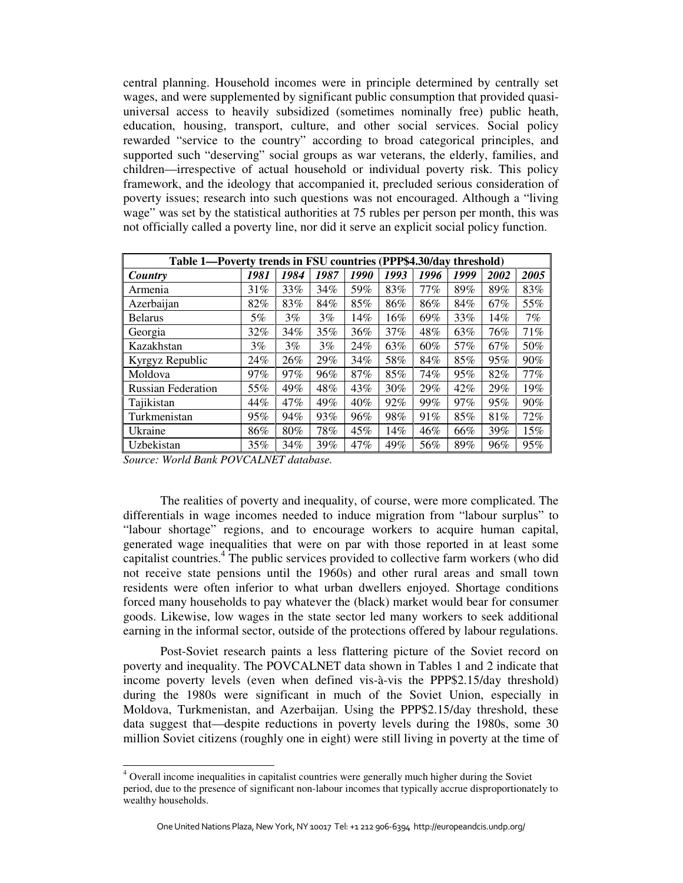central planning. Household incomes were in principle determined by centrally set wages, and were supplemented by significant public consumption that provided quasi-universal access to heavily subsidized (sometimes nominally free) public heath, education, housing, transport, culture, and other social services. Social policy rewarded "service to the country" according to broad categorical principles, and supported such "deserving" social groups as war veterans, the elderly, families, and children—irrespective of actual household or individual poverty risk. This policy framework, and the ideology that accompanied it, precluded serious consideration of poverty issues; research into such questions was not encouraged. Although a "living wage" was set by the statistical authorities at 75 rubles per person per month, this was not officially called a poverty line, nor did it serve an explicit social policy function.

**Table 1—Poverty trends in FSU countries (PPP$4.30/day threshold)**

| *Country* | *1981* | *1984* | *1987* | *1990* | *1993* | *1996* | *1999* | *2002* | *2005* |
|---|---|---|---|---|---|---|---|---|---|
| Armenia | 31% | 33% | 34% | 59% | 83% | 77% | 89% | 89% | 83% |
| Azerbaijan | 82% | 83% | 84% | 85% | 86% | 86% | 84% | 67% | 55% |
| Belarus | 5% | 3% | 3% | 14% | 16% | 69% | 33% | 14% | 7% |
| Georgia | 32% | 34% | 35% | 36% | 37% | 48% | 63% | 76% | 71% |
| Kazakhstan | 3% | 3% | 3% | 24% | 63% | 60% | 57% | 67% | 50% |
| Kyrgyz Republic | 24% | 26% | 29% | 34% | 58% | 84% | 85% | 95% | 90% |
| Moldova | 97% | 97% | 96% | 87% | 85% | 74% | 95% | 82% | 77% |
| Russian Federation | 55% | 49% | 48% | 43% | 30% | 29% | 42% | 29% | 19% |
| Tajikistan | 44% | 47% | 49% | 40% | 92% | 99% | 97% | 95% | 90% |
| Turkmenistan | 95% | 94% | 93% | 96% | 98% | 91% | 85% | 81% | 72% |
| Ukraine | 86% | 80% | 78% | 45% | 14% | 46% | 66% | 39% | 15% |
| Uzbekistan | 35% | 34% | 39% | 47% | 49% | 56% | 89% | 96% | 95% |

*Source: World Bank POVCALNET database.*

The realities of poverty and inequality, of course, were more complicated. The differentials in wage incomes needed to induce migration from "labour surplus" to "labour shortage" regions, and to encourage workers to acquire human capital, generated wage inequalities that were on par with those reported in at least some capitalist countries.[4] The public services provided to collective farm workers (who did not receive state pensions until the 1960s) and other rural areas and small town residents were often inferior to what urban dwellers enjoyed. Shortage conditions forced many households to pay whatever the (black) market would bear for consumer goods. Likewise, low wages in the state sector led many workers to seek additional earning in the informal sector, outside of the protections offered by labour regulations.

Post-Soviet research paints a less flattering picture of the Soviet record on poverty and inequality. The POVCALNET data shown in Tables 1 and 2 indicate that income poverty levels (even when defined vis-à-vis the PPP$2.15/day threshold) during the 1980s were significant in much of the Soviet Union, especially in Moldova, Turkmenistan, and Azerbaijan. Using the PPP$2.15/day threshold, these data suggest that—despite reductions in poverty levels during the 1980s, some 30 million Soviet citizens (roughly one in eight) were still living in poverty at the time of

[4] Overall income inequalities in capitalist countries were generally much higher during the Soviet period, due to the presence of significant non-labour incomes that typically accrue disproportionately to wealthy households.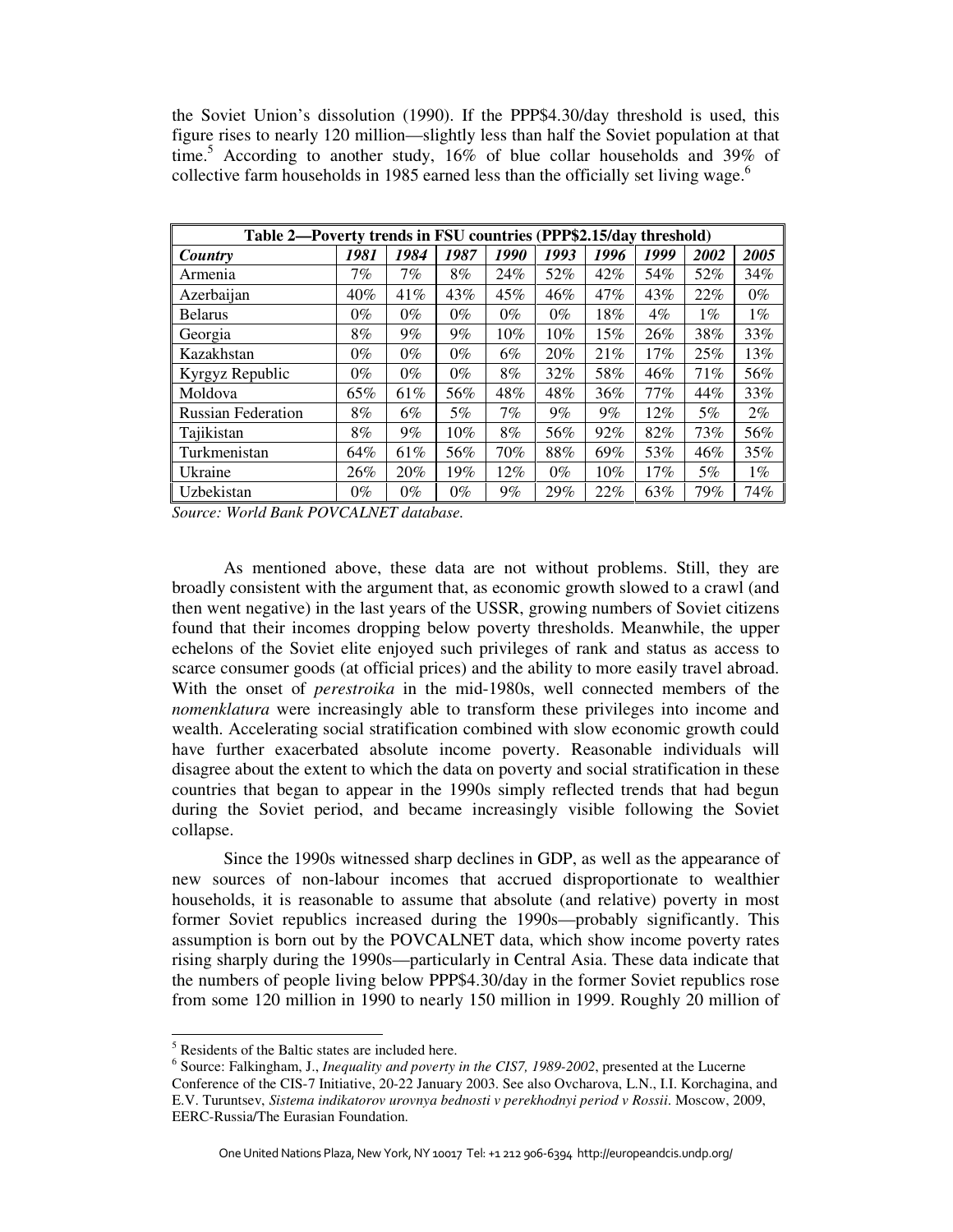the Soviet Union's dissolution (1990). If the PPP$4.30/day threshold is used, this figure rises to nearly 120 million—slightly less than half the Soviet population at that time.[5] According to another study, 16% of blue collar households and 39% of collective farm households in 1985 earned less than the officially set living wage.[6]

| Table 2—Poverty trends in FSU countries (PPP$2.15/day threshold) | | | | | | | | | |
|---|---|---|---|---|---|---|---|---|---|
| ***Country*** | ***1981*** | ***1984*** | ***1987*** | ***1990*** | ***1993*** | ***1996*** | ***1999*** | ***2002*** | ***2005*** |
| Armenia | 7% | 7% | 8% | 24% | 52% | 42% | 54% | 52% | 34% |
| Azerbaijan | 40% | 41% | 43% | 45% | 46% | 47% | 43% | 22% | 0% |
| Belarus | 0% | 0% | 0% | 0% | 0% | 18% | 4% | 1% | 1% |
| Georgia | 8% | 9% | 9% | 10% | 10% | 15% | 26% | 38% | 33% |
| Kazakhstan | 0% | 0% | 0% | 6% | 20% | 21% | 17% | 25% | 13% |
| Kyrgyz Republic | 0% | 0% | 0% | 8% | 32% | 58% | 46% | 71% | 56% |
| Moldova | 65% | 61% | 56% | 48% | 48% | 36% | 77% | 44% | 33% |
| Russian Federation | 8% | 6% | 5% | 7% | 9% | 9% | 12% | 5% | 2% |
| Tajikistan | 8% | 9% | 10% | 8% | 56% | 92% | 82% | 73% | 56% |
| Turkmenistan | 64% | 61% | 56% | 70% | 88% | 69% | 53% | 46% | 35% |
| Ukraine | 26% | 20% | 19% | 12% | 0% | 10% | 17% | 5% | 1% |
| Uzbekistan | 0% | 0% | 0% | 9% | 29% | 22% | 63% | 79% | 74% |

*Source: World Bank POVCALNET database.*

As mentioned above, these data are not without problems. Still, they are broadly consistent with the argument that, as economic growth slowed to a crawl (and then went negative) in the last years of the USSR, growing numbers of Soviet citizens found that their incomes dropping below poverty thresholds. Meanwhile, the upper echelons of the Soviet elite enjoyed such privileges of rank and status as access to scarce consumer goods (at official prices) and the ability to more easily travel abroad. With the onset of *perestroika* in the mid-1980s, well connected members of the *nomenklatura* were increasingly able to transform these privileges into income and wealth. Accelerating social stratification combined with slow economic growth could have further exacerbated absolute income poverty. Reasonable individuals will disagree about the extent to which the data on poverty and social stratification in these countries that began to appear in the 1990s simply reflected trends that had begun during the Soviet period, and became increasingly visible following the Soviet collapse.

Since the 1990s witnessed sharp declines in GDP, as well as the appearance of new sources of non-labour incomes that accrued disproportionate to wealthier households, it is reasonable to assume that absolute (and relative) poverty in most former Soviet republics increased during the 1990s—probably significantly. This assumption is born out by the POVCALNET data, which show income poverty rates rising sharply during the 1990s—particularly in Central Asia. These data indicate that the numbers of people living below PPP$4.30/day in the former Soviet republics rose from some 120 million in 1990 to nearly 150 million in 1999. Roughly 20 million of

[5] Residents of the Baltic states are included here.

[6] Source: Falkingham, J., *Inequality and poverty in the CIS7, 1989-2002*, presented at the Lucerne Conference of the CIS-7 Initiative, 20-22 January 2003. See also Ovcharova, L.N., I.I. Korchagina, and E.V. Turuntsev, *Sistema indikatorov urovnya bednosti v perekhodnyi period v Rossii*. Moscow, 2009, EERC-Russia/The Eurasian Foundation.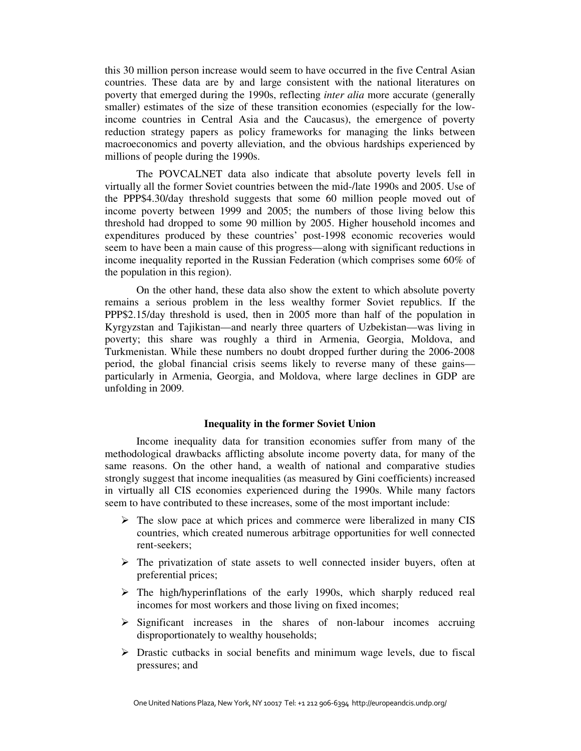this 30 million person increase would seem to have occurred in the five Central Asian countries. These data are by and large consistent with the national literatures on poverty that emerged during the 1990s, reflecting *inter alia* more accurate (generally smaller) estimates of the size of these transition economies (especially for the low-income countries in Central Asia and the Caucasus), the emergence of poverty reduction strategy papers as policy frameworks for managing the links between macroeconomics and poverty alleviation, and the obvious hardships experienced by millions of people during the 1990s.

The POVCALNET data also indicate that absolute poverty levels fell in virtually all the former Soviet countries between the mid-/late 1990s and 2005. Use of the PPP$4.30/day threshold suggests that some 60 million people moved out of income poverty between 1999 and 2005; the numbers of those living below this threshold had dropped to some 90 million by 2005. Higher household incomes and expenditures produced by these countries' post-1998 economic recoveries would seem to have been a main cause of this progress—along with significant reductions in income inequality reported in the Russian Federation (which comprises some 60% of the population in this region).

On the other hand, these data also show the extent to which absolute poverty remains a serious problem in the less wealthy former Soviet republics. If the PPP$2.15/day threshold is used, then in 2005 more than half of the population in Kyrgyzstan and Tajikistan—and nearly three quarters of Uzbekistan—was living in poverty; this share was roughly a third in Armenia, Georgia, Moldova, and Turkmenistan. While these numbers no doubt dropped further during the 2006-2008 period, the global financial crisis seems likely to reverse many of these gains—particularly in Armenia, Georgia, and Moldova, where large declines in GDP are unfolding in 2009.

## Inequality in the former Soviet Union

Income inequality data for transition economies suffer from many of the methodological drawbacks afflicting absolute income poverty data, for many of the same reasons. On the other hand, a wealth of national and comparative studies strongly suggest that income inequalities (as measured by Gini coefficients) increased in virtually all CIS economies experienced during the 1990s. While many factors seem to have contributed to these increases, some of the most important include:

- The slow pace at which prices and commerce were liberalized in many CIS countries, which created numerous arbitrage opportunities for well connected rent-seekers;
- The privatization of state assets to well connected insider buyers, often at preferential prices;
- The high/hyperinflations of the early 1990s, which sharply reduced real incomes for most workers and those living on fixed incomes;
- Significant increases in the shares of non-labour incomes accruing disproportionately to wealthy households;
- Drastic cutbacks in social benefits and minimum wage levels, due to fiscal pressures; and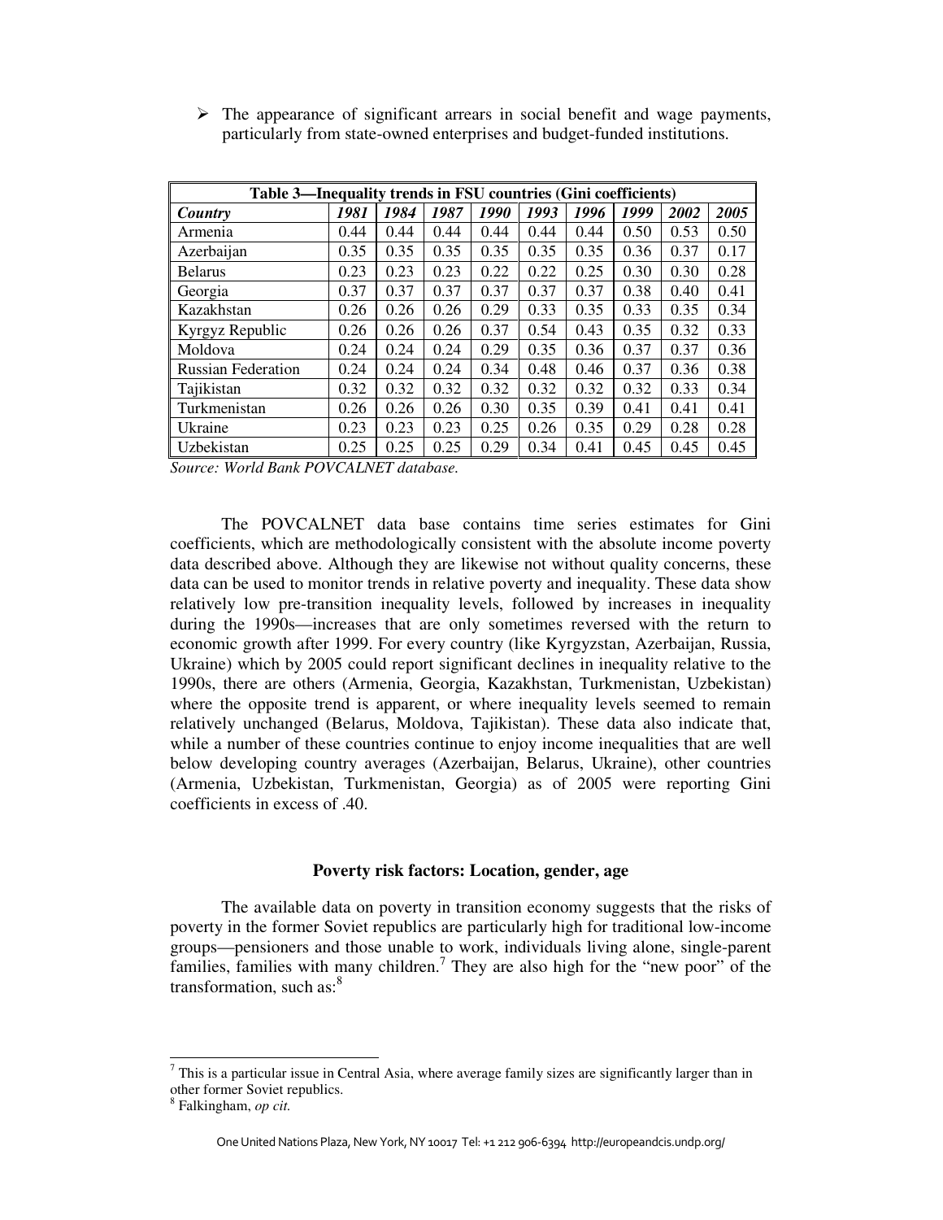- The appearance of significant arrears in social benefit and wage payments, particularly from state-owned enterprises and budget-funded institutions.

| Table 3—Inequality trends in FSU countries (Gini coefficients) | | | | | | | | | |
|---|---|---|---|---|---|---|---|---|---|
| ***Country*** | ***1981*** | ***1984*** | ***1987*** | ***1990*** | ***1993*** | ***1996*** | ***1999*** | ***2002*** | ***2005*** |
| Armenia | 0.44 | 0.44 | 0.44 | 0.44 | 0.44 | 0.44 | 0.50 | 0.53 | 0.50 |
| Azerbaijan | 0.35 | 0.35 | 0.35 | 0.35 | 0.35 | 0.35 | 0.36 | 0.37 | 0.17 |
| Belarus | 0.23 | 0.23 | 0.23 | 0.22 | 0.22 | 0.25 | 0.30 | 0.30 | 0.28 |
| Georgia | 0.37 | 0.37 | 0.37 | 0.37 | 0.37 | 0.37 | 0.38 | 0.40 | 0.41 |
| Kazakhstan | 0.26 | 0.26 | 0.26 | 0.29 | 0.33 | 0.35 | 0.33 | 0.35 | 0.34 |
| Kyrgyz Republic | 0.26 | 0.26 | 0.26 | 0.37 | 0.54 | 0.43 | 0.35 | 0.32 | 0.33 |
| Moldova | 0.24 | 0.24 | 0.24 | 0.29 | 0.35 | 0.36 | 0.37 | 0.37 | 0.36 |
| Russian Federation | 0.24 | 0.24 | 0.24 | 0.34 | 0.48 | 0.46 | 0.37 | 0.36 | 0.38 |
| Tajikistan | 0.32 | 0.32 | 0.32 | 0.32 | 0.32 | 0.32 | 0.32 | 0.33 | 0.34 |
| Turkmenistan | 0.26 | 0.26 | 0.26 | 0.30 | 0.35 | 0.39 | 0.41 | 0.41 | 0.41 |
| Ukraine | 0.23 | 0.23 | 0.23 | 0.25 | 0.26 | 0.35 | 0.29 | 0.28 | 0.28 |
| Uzbekistan | 0.25 | 0.25 | 0.25 | 0.29 | 0.34 | 0.41 | 0.45 | 0.45 | 0.45 |

*Source: World Bank POVCALNET database.*

The POVCALNET data base contains time series estimates for Gini coefficients, which are methodologically consistent with the absolute income poverty data described above. Although they are likewise not without quality concerns, these data can be used to monitor trends in relative poverty and inequality. These data show relatively low pre-transition inequality levels, followed by increases in inequality during the 1990s—increases that are only sometimes reversed with the return to economic growth after 1999. For every country (like Kyrgyzstan, Azerbaijan, Russia, Ukraine) which by 2005 could report significant declines in inequality relative to the 1990s, there are others (Armenia, Georgia, Kazakhstan, Turkmenistan, Uzbekistan) where the opposite trend is apparent, or where inequality levels seemed to remain relatively unchanged (Belarus, Moldova, Tajikistan). These data also indicate that, while a number of these countries continue to enjoy income inequalities that are well below developing country averages (Azerbaijan, Belarus, Ukraine), other countries (Armenia, Uzbekistan, Turkmenistan, Georgia) as of 2005 were reporting Gini coefficients in excess of .40.

### Poverty risk factors: Location, gender, age

The available data on poverty in transition economy suggests that the risks of poverty in the former Soviet republics are particularly high for traditional low-income groups—pensioners and those unable to work, individuals living alone, single-parent families, families with many children.[7] They are also high for the "new poor" of the transformation, such as:[8]

[7] This is a particular issue in Central Asia, where average family sizes are significantly larger than in other former Soviet republics.

[8] Falkingham, *op cit.*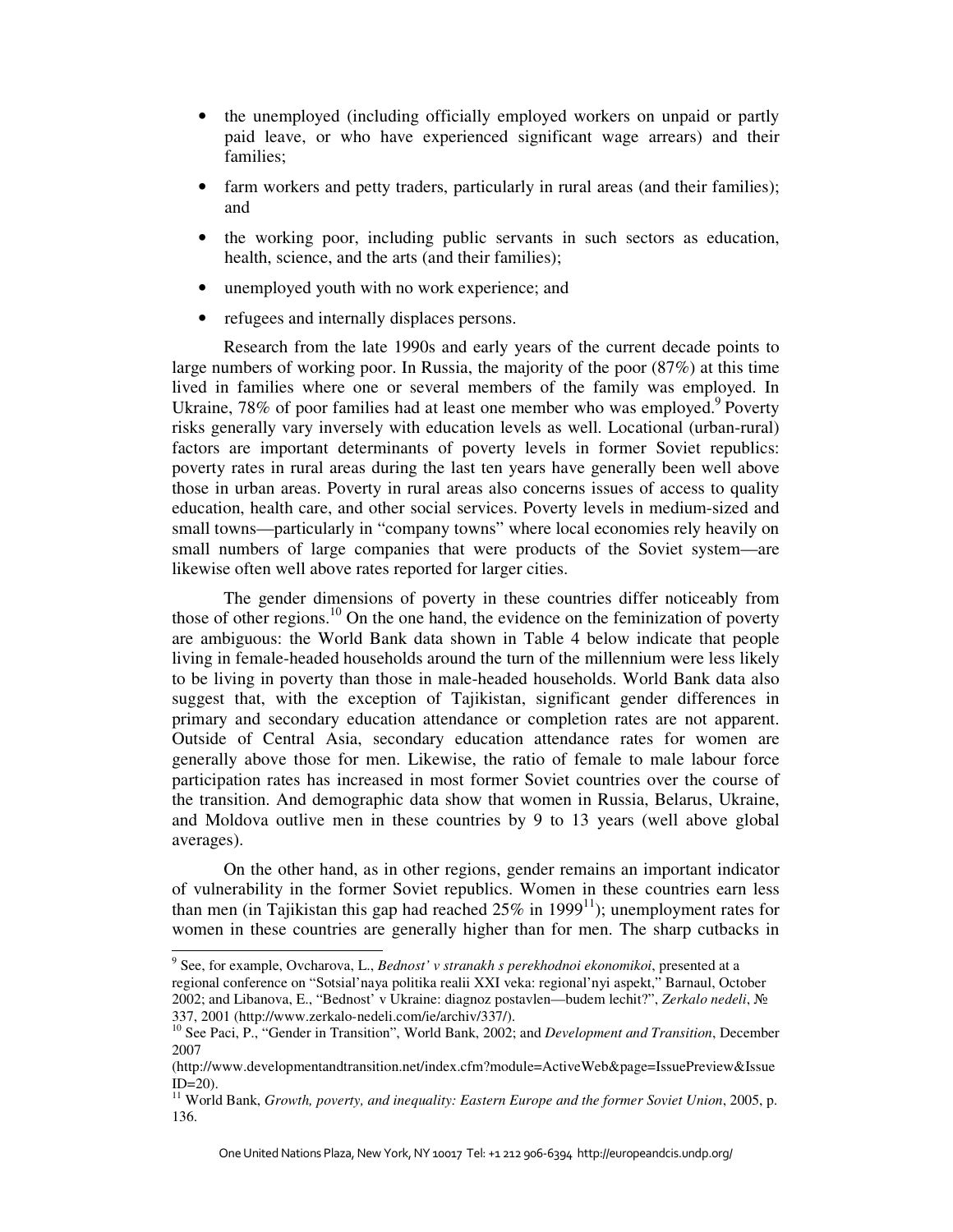- the unemployed (including officially employed workers on unpaid or partly paid leave, or who have experienced significant wage arrears) and their families;
- farm workers and petty traders, particularly in rural areas (and their families); and
- the working poor, including public servants in such sectors as education, health, science, and the arts (and their families);
- unemployed youth with no work experience; and
- refugees and internally displaces persons.

Research from the late 1990s and early years of the current decade points to large numbers of working poor. In Russia, the majority of the poor (87%) at this time lived in families where one or several members of the family was employed. In Ukraine, 78% of poor families had at least one member who was employed.[9] Poverty risks generally vary inversely with education levels as well. Locational (urban-rural) factors are important determinants of poverty levels in former Soviet republics: poverty rates in rural areas during the last ten years have generally been well above those in urban areas. Poverty in rural areas also concerns issues of access to quality education, health care, and other social services. Poverty levels in medium-sized and small towns—particularly in "company towns" where local economies rely heavily on small numbers of large companies that were products of the Soviet system—are likewise often well above rates reported for larger cities.

The gender dimensions of poverty in these countries differ noticeably from those of other regions.[10] On the one hand, the evidence on the feminization of poverty are ambiguous: the World Bank data shown in Table 4 below indicate that people living in female-headed households around the turn of the millennium were less likely to be living in poverty than those in male-headed households. World Bank data also suggest that, with the exception of Tajikistan, significant gender differences in primary and secondary education attendance or completion rates are not apparent. Outside of Central Asia, secondary education attendance rates for women are generally above those for men. Likewise, the ratio of female to male labour force participation rates has increased in most former Soviet countries over the course of the transition. And demographic data show that women in Russia, Belarus, Ukraine, and Moldova outlive men in these countries by 9 to 13 years (well above global averages).

On the other hand, as in other regions, gender remains an important indicator of vulnerability in the former Soviet republics. Women in these countries earn less than men (in Tajikistan this gap had reached 25% in 1999[11]); unemployment rates for women in these countries are generally higher than for men. The sharp cutbacks in

---

[9] See, for example, Ovcharova, L., *Bednost' v stranakh s perekhodnoi ekonomikoi*, presented at a regional conference on "Sotsial'naya politika realii XXI veka: regional'nyi aspekt," Barnaul, October 2002; and Libanova, E., "Bednost' v Ukraine: diagnoz postavlen—budem lechit?", *Zerkalo nedeli*, № 337, 2001 (http://www.zerkalo-nedeli.com/ie/archiv/337/).

[10] See Paci, P., "Gender in Transition", World Bank, 2002; and *Development and Transition*, December 2007 (http://www.developmentandtransition.net/index.cfm?module=ActiveWeb&page=IssuePreview&IssueID=20).

[11] World Bank, *Growth, poverty, and inequality: Eastern Europe and the former Soviet Union*, 2005, p. 136.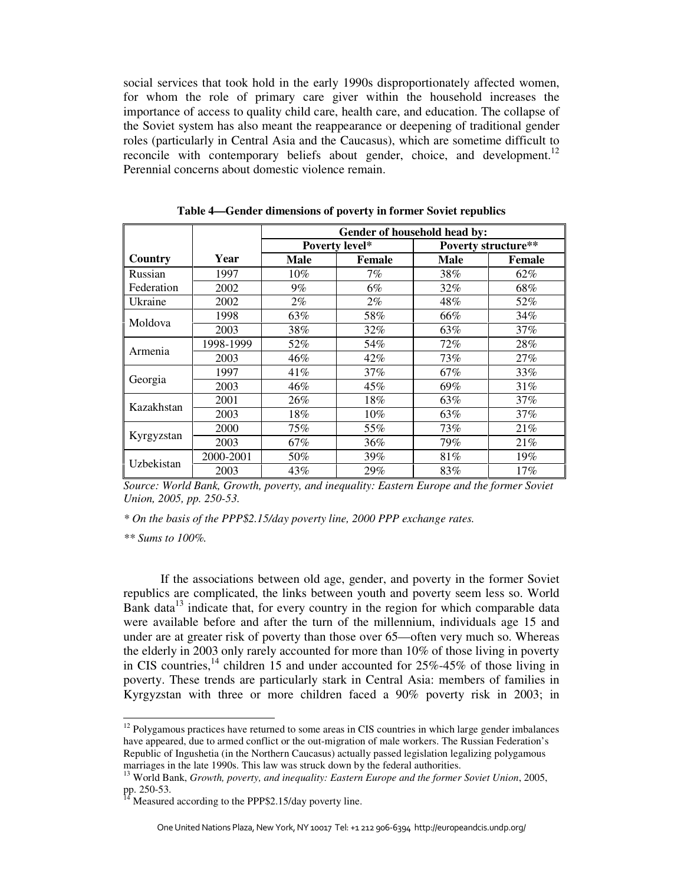social services that took hold in the early 1990s disproportionately affected women, for whom the role of primary care giver within the household increases the importance of access to quality child care, health care, and education. The collapse of the Soviet system has also meant the reappearance or deepening of traditional gender roles (particularly in Central Asia and the Caucasus), which are sometime difficult to reconcile with contemporary beliefs about gender, choice, and development.[12] Perennial concerns about domestic violence remain.

**Table 4—Gender dimensions of poverty in former Soviet republics**

| | | Gender of household head by: | | | |
|---|---|---|---|---|---|
| | | Poverty level* | | Poverty structure** | |
| Country | Year | Male | Female | Male | Female |
| Russian Federation | 1997 | 10% | 7% | 38% | 62% |
| | 2002 | 9% | 6% | 32% | 68% |
| Ukraine | 2002 | 2% | 2% | 48% | 52% |
| Moldova | 1998 | 63% | 58% | 66% | 34% |
| | 2003 | 38% | 32% | 63% | 37% |
| Armenia | 1998-1999 | 52% | 54% | 72% | 28% |
| | 2003 | 46% | 42% | 73% | 27% |
| Georgia | 1997 | 41% | 37% | 67% | 33% |
| | 2003 | 46% | 45% | 69% | 31% |
| Kazakhstan | 2001 | 26% | 18% | 63% | 37% |
| | 2003 | 18% | 10% | 63% | 37% |
| Kyrgyzstan | 2000 | 75% | 55% | 73% | 21% |
| | 2003 | 67% | 36% | 79% | 21% |
| Uzbekistan | 2000-2001 | 50% | 39% | 81% | 19% |
| | 2003 | 43% | 29% | 83% | 17% |

*Source: World Bank, Growth, poverty, and inequality: Eastern Europe and the former Soviet Union, 2005, pp. 250-53.*

*\* On the basis of the PPP$2.15/day poverty line, 2000 PPP exchange rates.*

*\*\* Sums to 100%.*

If the associations between old age, gender, and poverty in the former Soviet republics are complicated, the links between youth and poverty seem less so. World Bank data[13] indicate that, for every country in the region for which comparable data were available before and after the turn of the millennium, individuals age 15 and under are at greater risk of poverty than those over 65—often very much so. Whereas the elderly in 2003 only rarely accounted for more than 10% of those living in poverty in CIS countries,[14] children 15 and under accounted for 25%-45% of those living in poverty. These trends are particularly stark in Central Asia: members of families in Kyrgyzstan with three or more children faced a 90% poverty risk in 2003; in

---

[12] Polygamous practices have returned to some areas in CIS countries in which large gender imbalances have appeared, due to armed conflict or the out-migration of male workers. The Russian Federation's Republic of Ingushetia (in the Northern Caucasus) actually passed legislation legalizing polygamous marriages in the late 1990s. This law was struck down by the federal authorities.

[13] World Bank, *Growth, poverty, and inequality: Eastern Europe and the former Soviet Union*, 2005, pp. 250-53.

[14] Measured according to the PPP$2.15/day poverty line.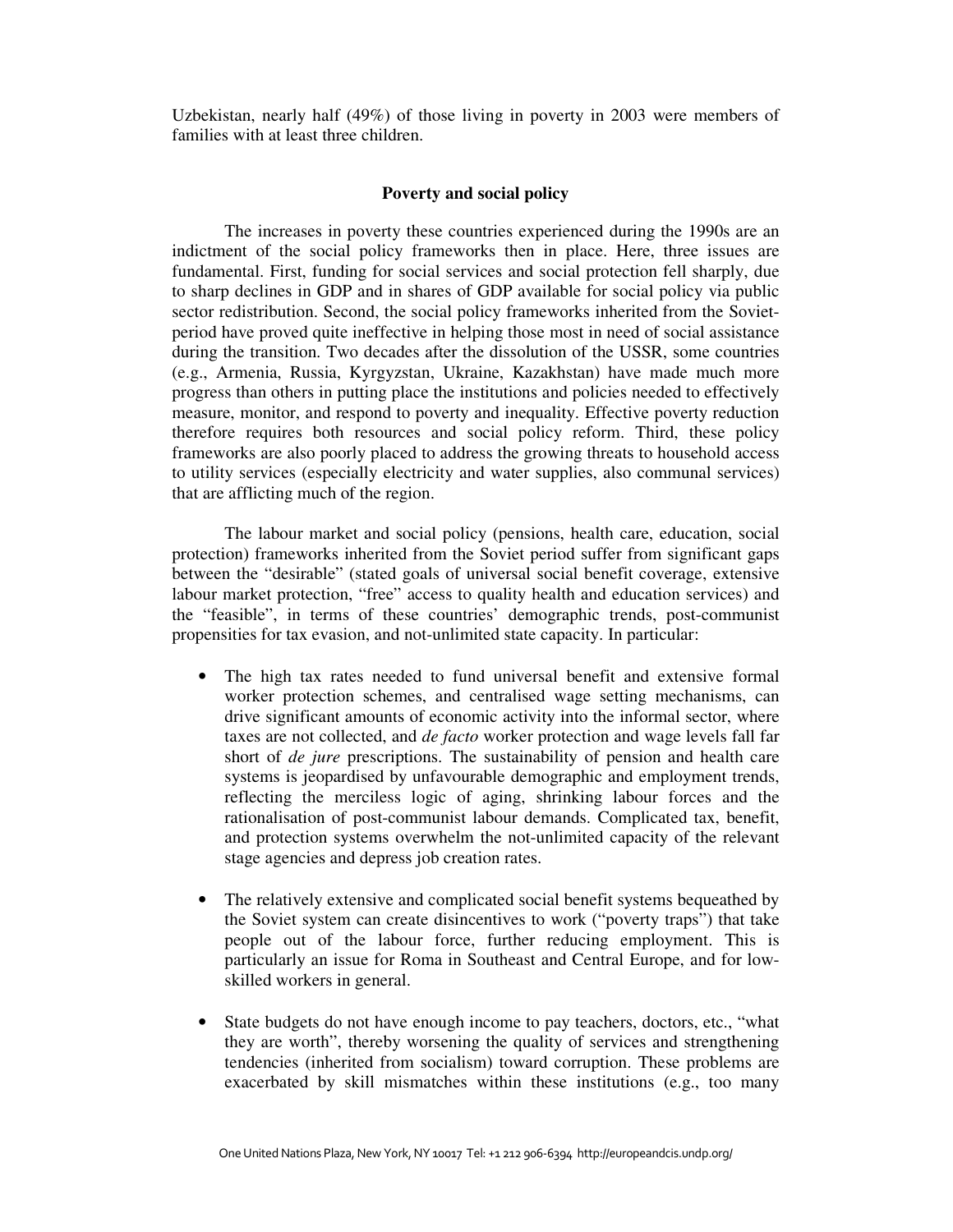Uzbekistan, nearly half (49%) of those living in poverty in 2003 were members of families with at least three children.

## Poverty and social policy

The increases in poverty these countries experienced during the 1990s are an indictment of the social policy frameworks then in place. Here, three issues are fundamental. First, funding for social services and social protection fell sharply, due to sharp declines in GDP and in shares of GDP available for social policy via public sector redistribution. Second, the social policy frameworks inherited from the Soviet-period have proved quite ineffective in helping those most in need of social assistance during the transition. Two decades after the dissolution of the USSR, some countries (e.g., Armenia, Russia, Kyrgyzstan, Ukraine, Kazakhstan) have made much more progress than others in putting place the institutions and policies needed to effectively measure, monitor, and respond to poverty and inequality. Effective poverty reduction therefore requires both resources and social policy reform. Third, these policy frameworks are also poorly placed to address the growing threats to household access to utility services (especially electricity and water supplies, also communal services) that are afflicting much of the region.

The labour market and social policy (pensions, health care, education, social protection) frameworks inherited from the Soviet period suffer from significant gaps between the "desirable" (stated goals of universal social benefit coverage, extensive labour market protection, "free" access to quality health and education services) and the "feasible", in terms of these countries' demographic trends, post-communist propensities for tax evasion, and not-unlimited state capacity. In particular:

- The high tax rates needed to fund universal benefit and extensive formal worker protection schemes, and centralised wage setting mechanisms, can drive significant amounts of economic activity into the informal sector, where taxes are not collected, and *de facto* worker protection and wage levels fall far short of *de jure* prescriptions. The sustainability of pension and health care systems is jeopardised by unfavourable demographic and employment trends, reflecting the merciless logic of aging, shrinking labour forces and the rationalisation of post-communist labour demands. Complicated tax, benefit, and protection systems overwhelm the not-unlimited capacity of the relevant stage agencies and depress job creation rates.

- The relatively extensive and complicated social benefit systems bequeathed by the Soviet system can create disincentives to work ("poverty traps") that take people out of the labour force, further reducing employment. This is particularly an issue for Roma in Southeast and Central Europe, and for low-skilled workers in general.

- State budgets do not have enough income to pay teachers, doctors, etc., "what they are worth", thereby worsening the quality of services and strengthening tendencies (inherited from socialism) toward corruption. These problems are exacerbated by skill mismatches within these institutions (e.g., too many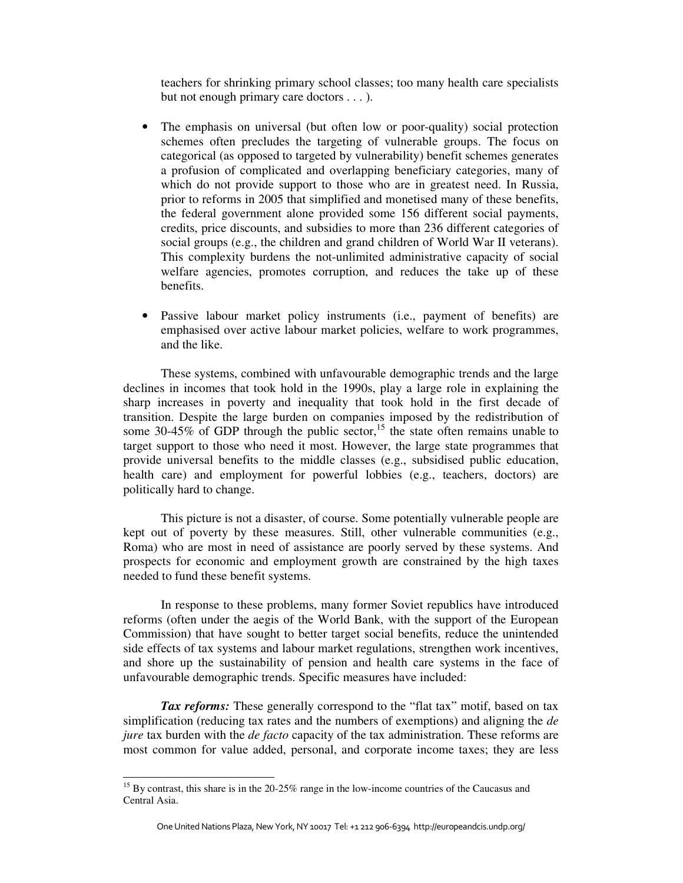teachers for shrinking primary school classes; too many health care specialists but not enough primary care doctors . . . ).

- The emphasis on universal (but often low or poor-quality) social protection schemes often precludes the targeting of vulnerable groups. The focus on categorical (as opposed to targeted by vulnerability) benefit schemes generates a profusion of complicated and overlapping beneficiary categories, many of which do not provide support to those who are in greatest need. In Russia, prior to reforms in 2005 that simplified and monetised many of these benefits, the federal government alone provided some 156 different social payments, credits, price discounts, and subsidies to more than 236 different categories of social groups (e.g., the children and grand children of World War II veterans). This complexity burdens the not-unlimited administrative capacity of social welfare agencies, promotes corruption, and reduces the take up of these benefits.

- Passive labour market policy instruments (i.e., payment of benefits) are emphasised over active labour market policies, welfare to work programmes, and the like.

These systems, combined with unfavourable demographic trends and the large declines in incomes that took hold in the 1990s, play a large role in explaining the sharp increases in poverty and inequality that took hold in the first decade of transition. Despite the large burden on companies imposed by the redistribution of some 30-45% of GDP through the public sector,[15] the state often remains unable to target support to those who need it most. However, the large state programmes that provide universal benefits to the middle classes (e.g., subsidised public education, health care) and employment for powerful lobbies (e.g., teachers, doctors) are politically hard to change.

This picture is not a disaster, of course. Some potentially vulnerable people are kept out of poverty by these measures. Still, other vulnerable communities (e.g., Roma) who are most in need of assistance are poorly served by these systems. And prospects for economic and employment growth are constrained by the high taxes needed to fund these benefit systems.

In response to these problems, many former Soviet republics have introduced reforms (often under the aegis of the World Bank, with the support of the European Commission) that have sought to better target social benefits, reduce the unintended side effects of tax systems and labour market regulations, strengthen work incentives, and shore up the sustainability of pension and health care systems in the face of unfavourable demographic trends. Specific measures have included:

***Tax reforms:*** These generally correspond to the "flat tax" motif, based on tax simplification (reducing tax rates and the numbers of exemptions) and aligning the *de jure* tax burden with the *de facto* capacity of the tax administration. These reforms are most common for value added, personal, and corporate income taxes; they are less

[15] By contrast, this share is in the 20-25% range in the low-income countries of the Caucasus and Central Asia.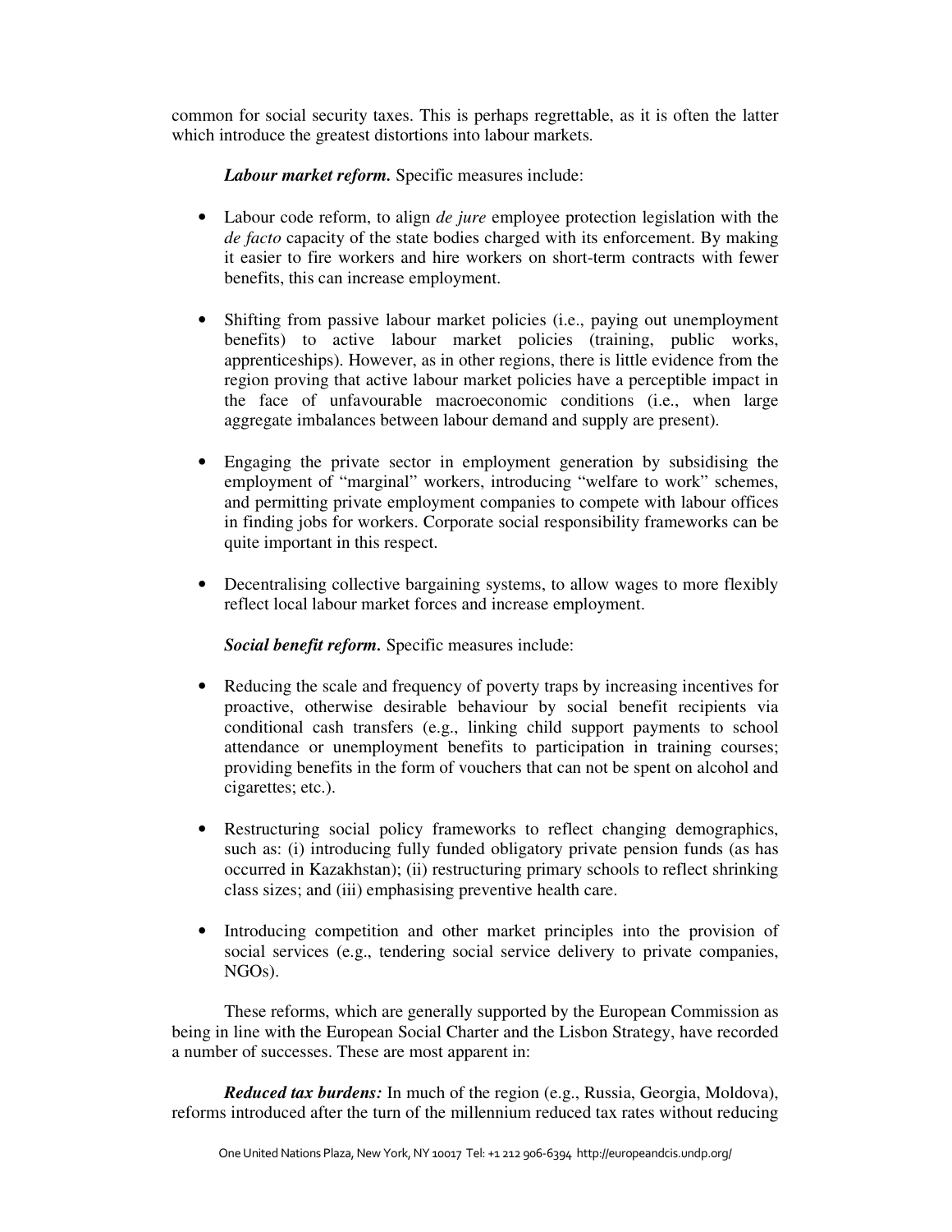common for social security taxes. This is perhaps regrettable, as it is often the latter which introduce the greatest distortions into labour markets.

***Labour market reform.*** Specific measures include:

- Labour code reform, to align *de jure* employee protection legislation with the *de facto* capacity of the state bodies charged with its enforcement. By making it easier to fire workers and hire workers on short-term contracts with fewer benefits, this can increase employment.

- Shifting from passive labour market policies (i.e., paying out unemployment benefits) to active labour market policies (training, public works, apprenticeships). However, as in other regions, there is little evidence from the region proving that active labour market policies have a perceptible impact in the face of unfavourable macroeconomic conditions (i.e., when large aggregate imbalances between labour demand and supply are present).

- Engaging the private sector in employment generation by subsidising the employment of "marginal" workers, introducing "welfare to work" schemes, and permitting private employment companies to compete with labour offices in finding jobs for workers. Corporate social responsibility frameworks can be quite important in this respect.

- Decentralising collective bargaining systems, to allow wages to more flexibly reflect local labour market forces and increase employment.

***Social benefit reform.*** Specific measures include:

- Reducing the scale and frequency of poverty traps by increasing incentives for proactive, otherwise desirable behaviour by social benefit recipients via conditional cash transfers (e.g., linking child support payments to school attendance or unemployment benefits to participation in training courses; providing benefits in the form of vouchers that can not be spent on alcohol and cigarettes; etc.).

- Restructuring social policy frameworks to reflect changing demographics, such as: (i) introducing fully funded obligatory private pension funds (as has occurred in Kazakhstan); (ii) restructuring primary schools to reflect shrinking class sizes; and (iii) emphasising preventive health care.

- Introducing competition and other market principles into the provision of social services (e.g., tendering social service delivery to private companies, NGOs).

These reforms, which are generally supported by the European Commission as being in line with the European Social Charter and the Lisbon Strategy, have recorded a number of successes. These are most apparent in:

***Reduced tax burdens:*** In much of the region (e.g., Russia, Georgia, Moldova), reforms introduced after the turn of the millennium reduced tax rates without reducing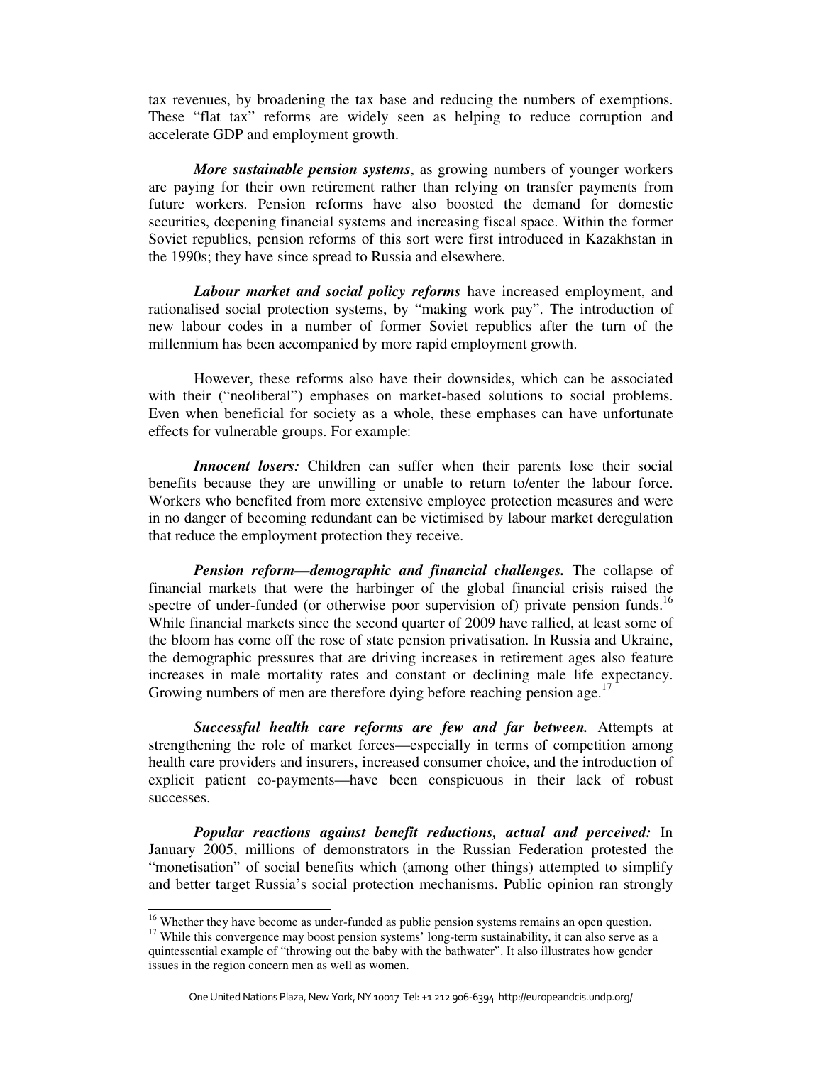tax revenues, by broadening the tax base and reducing the numbers of exemptions. These "flat tax" reforms are widely seen as helping to reduce corruption and accelerate GDP and employment growth.

***More sustainable pension systems***, as growing numbers of younger workers are paying for their own retirement rather than relying on transfer payments from future workers. Pension reforms have also boosted the demand for domestic securities, deepening financial systems and increasing fiscal space. Within the former Soviet republics, pension reforms of this sort were first introduced in Kazakhstan in the 1990s; they have since spread to Russia and elsewhere.

***Labour market and social policy reforms*** have increased employment, and rationalised social protection systems, by "making work pay". The introduction of new labour codes in a number of former Soviet republics after the turn of the millennium has been accompanied by more rapid employment growth.

However, these reforms also have their downsides, which can be associated with their ("neoliberal") emphases on market-based solutions to social problems. Even when beneficial for society as a whole, these emphases can have unfortunate effects for vulnerable groups. For example:

***Innocent losers:*** Children can suffer when their parents lose their social benefits because they are unwilling or unable to return to/enter the labour force. Workers who benefited from more extensive employee protection measures and were in no danger of becoming redundant can be victimised by labour market deregulation that reduce the employment protection they receive.

***Pension reform—demographic and financial challenges.*** The collapse of financial markets that were the harbinger of the global financial crisis raised the spectre of under-funded (or otherwise poor supervision of) private pension funds.[16] While financial markets since the second quarter of 2009 have rallied, at least some of the bloom has come off the rose of state pension privatisation. In Russia and Ukraine, the demographic pressures that are driving increases in retirement ages also feature increases in male mortality rates and constant or declining male life expectancy. Growing numbers of men are therefore dying before reaching pension age.[17]

***Successful health care reforms are few and far between.*** Attempts at strengthening the role of market forces—especially in terms of competition among health care providers and insurers, increased consumer choice, and the introduction of explicit patient co-payments—have been conspicuous in their lack of robust successes.

***Popular reactions against benefit reductions, actual and perceived:*** In January 2005, millions of demonstrators in the Russian Federation protested the "monetisation" of social benefits which (among other things) attempted to simplify and better target Russia's social protection mechanisms. Public opinion ran strongly

---

[16] Whether they have become as under-funded as public pension systems remains an open question.

[17] While this convergence may boost pension systems' long-term sustainability, it can also serve as a quintessential example of "throwing out the baby with the bathwater". It also illustrates how gender issues in the region concern men as well as women.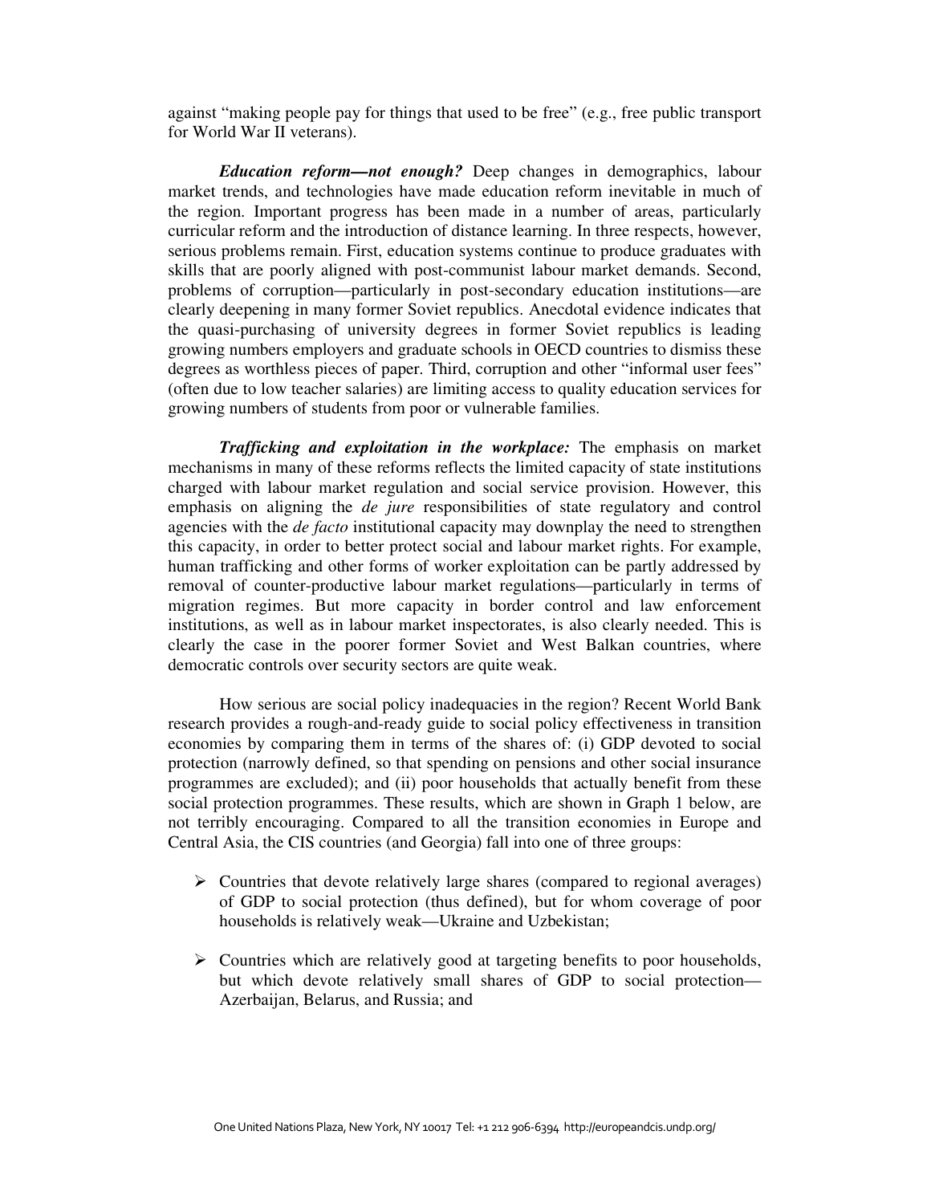against "making people pay for things that used to be free" (e.g., free public transport for World War II veterans).

***Education reform—not enough?*** Deep changes in demographics, labour market trends, and technologies have made education reform inevitable in much of the region. Important progress has been made in a number of areas, particularly curricular reform and the introduction of distance learning. In three respects, however, serious problems remain. First, education systems continue to produce graduates with skills that are poorly aligned with post-communist labour market demands. Second, problems of corruption—particularly in post-secondary education institutions—are clearly deepening in many former Soviet republics. Anecdotal evidence indicates that the quasi-purchasing of university degrees in former Soviet republics is leading growing numbers employers and graduate schools in OECD countries to dismiss these degrees as worthless pieces of paper. Third, corruption and other "informal user fees" (often due to low teacher salaries) are limiting access to quality education services for growing numbers of students from poor or vulnerable families.

***Trafficking and exploitation in the workplace:*** The emphasis on market mechanisms in many of these reforms reflects the limited capacity of state institutions charged with labour market regulation and social service provision. However, this emphasis on aligning the *de jure* responsibilities of state regulatory and control agencies with the *de facto* institutional capacity may downplay the need to strengthen this capacity, in order to better protect social and labour market rights. For example, human trafficking and other forms of worker exploitation can be partly addressed by removal of counter-productive labour market regulations—particularly in terms of migration regimes. But more capacity in border control and law enforcement institutions, as well as in labour market inspectorates, is also clearly needed. This is clearly the case in the poorer former Soviet and West Balkan countries, where democratic controls over security sectors are quite weak.

How serious are social policy inadequacies in the region? Recent World Bank research provides a rough-and-ready guide to social policy effectiveness in transition economies by comparing them in terms of the shares of: (i) GDP devoted to social protection (narrowly defined, so that spending on pensions and other social insurance programmes are excluded); and (ii) poor households that actually benefit from these social protection programmes. These results, which are shown in Graph 1 below, are not terribly encouraging. Compared to all the transition economies in Europe and Central Asia, the CIS countries (and Georgia) fall into one of three groups:

- Countries that devote relatively large shares (compared to regional averages) of GDP to social protection (thus defined), but for whom coverage of poor households is relatively weak—Ukraine and Uzbekistan;

- Countries which are relatively good at targeting benefits to poor households, but which devote relatively small shares of GDP to social protection—Azerbaijan, Belarus, and Russia; and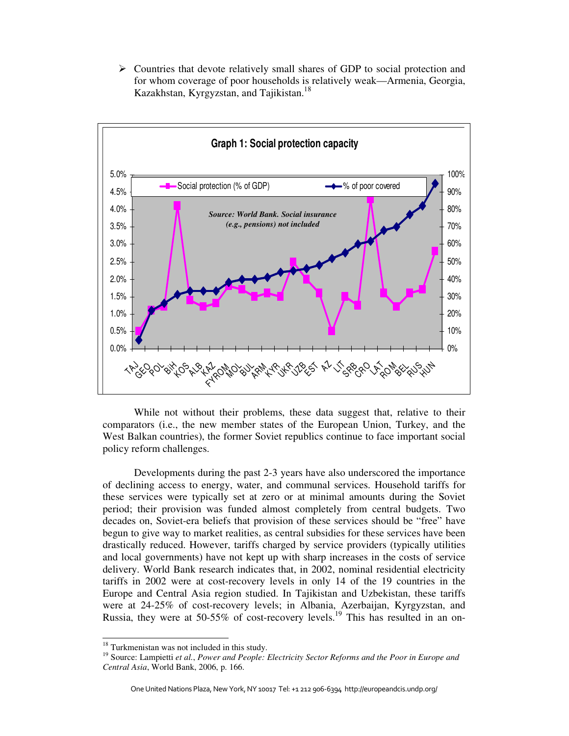- Countries that devote relatively small shares of GDP to social protection and for whom coverage of poor households is relatively weak—Armenia, Georgia, Kazakhstan, Kyrgyzstan, and Tajikistan.[18]

**Graph 1: Social protection capacity**

Source: World Bank. Social insurance (e.g., pensions) not included

While not without their problems, these data suggest that, relative to their comparators (i.e., the new member states of the European Union, Turkey, and the West Balkan countries), the former Soviet republics continue to face important social policy reform challenges.

Developments during the past 2-3 years have also underscored the importance of declining access to energy, water, and communal services. Household tariffs for these services were typically set at zero or at minimal amounts during the Soviet period; their provision was funded almost completely from central budgets. Two decades on, Soviet-era beliefs that provision of these services should be "free" have begun to give way to market realities, as central subsidies for these services have been drastically reduced. However, tariffs charged by service providers (typically utilities and local governments) have not kept up with sharp increases in the costs of service delivery. World Bank research indicates that, in 2002, nominal residential electricity tariffs in 2002 were at cost-recovery levels in only 14 of the 19 countries in the Europe and Central Asia region studied. In Tajikistan and Uzbekistan, these tariffs were at 24-25% of cost-recovery levels; in Albania, Azerbaijan, Kyrgyzstan, and Russia, they were at 50-55% of cost-recovery levels.[19] This has resulted in an on-

[18] Turkmenistan was not included in this study.

[19] Source: Lampietti *et al.*, *Power and People: Electricity Sector Reforms and the Poor in Europe and Central Asia*, World Bank, 2006, p. 166.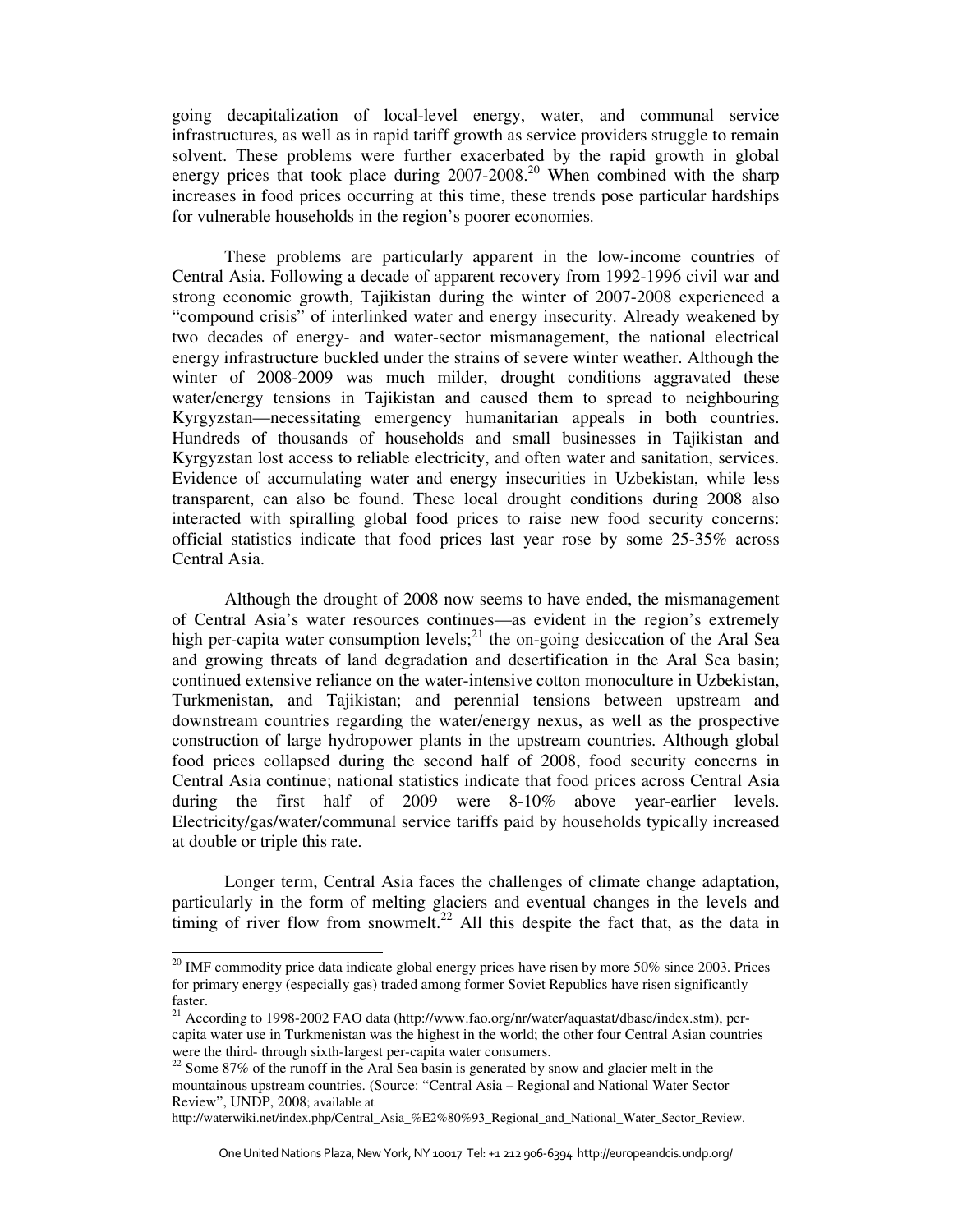going decapitalization of local-level energy, water, and communal service infrastructures, as well as in rapid tariff growth as service providers struggle to remain solvent. These problems were further exacerbated by the rapid growth in global energy prices that took place during 2007-2008.[20] When combined with the sharp increases in food prices occurring at this time, these trends pose particular hardships for vulnerable households in the region's poorer economies.

These problems are particularly apparent in the low-income countries of Central Asia. Following a decade of apparent recovery from 1992-1996 civil war and strong economic growth, Tajikistan during the winter of 2007-2008 experienced a "compound crisis" of interlinked water and energy insecurity. Already weakened by two decades of energy- and water-sector mismanagement, the national electrical energy infrastructure buckled under the strains of severe winter weather. Although the winter of 2008-2009 was much milder, drought conditions aggravated these water/energy tensions in Tajikistan and caused them to spread to neighbouring Kyrgyzstan—necessitating emergency humanitarian appeals in both countries. Hundreds of thousands of households and small businesses in Tajikistan and Kyrgyzstan lost access to reliable electricity, and often water and sanitation, services. Evidence of accumulating water and energy insecurities in Uzbekistan, while less transparent, can also be found. These local drought conditions during 2008 also interacted with spiralling global food prices to raise new food security concerns: official statistics indicate that food prices last year rose by some 25-35% across Central Asia.

Although the drought of 2008 now seems to have ended, the mismanagement of Central Asia's water resources continues—as evident in the region's extremely high per-capita water consumption levels;[21] the on-going desiccation of the Aral Sea and growing threats of land degradation and desertification in the Aral Sea basin; continued extensive reliance on the water-intensive cotton monoculture in Uzbekistan, Turkmenistan, and Tajikistan; and perennial tensions between upstream and downstream countries regarding the water/energy nexus, as well as the prospective construction of large hydropower plants in the upstream countries. Although global food prices collapsed during the second half of 2008, food security concerns in Central Asia continue; national statistics indicate that food prices across Central Asia during the first half of 2009 were 8-10% above year-earlier levels. Electricity/gas/water/communal service tariffs paid by households typically increased at double or triple this rate.

Longer term, Central Asia faces the challenges of climate change adaptation, particularly in the form of melting glaciers and eventual changes in the levels and timing of river flow from snowmelt.[22] All this despite the fact that, as the data in

---

[20] IMF commodity price data indicate global energy prices have risen by more 50% since 2003. Prices for primary energy (especially gas) traded among former Soviet Republics have risen significantly faster.

[21] According to 1998-2002 FAO data (http://www.fao.org/nr/water/aquastat/dbase/index.stm), per-capita water use in Turkmenistan was the highest in the world; the other four Central Asian countries were the third- through sixth-largest per-capita water consumers.

[22] Some 87% of the runoff in the Aral Sea basin is generated by snow and glacier melt in the mountainous upstream countries. (Source: "Central Asia – Regional and National Water Sector Review", UNDP, 2008; available at http://waterwiki.net/index.php/Central_Asia_%E2%80%93_Regional_and_National_Water_Sector_Review.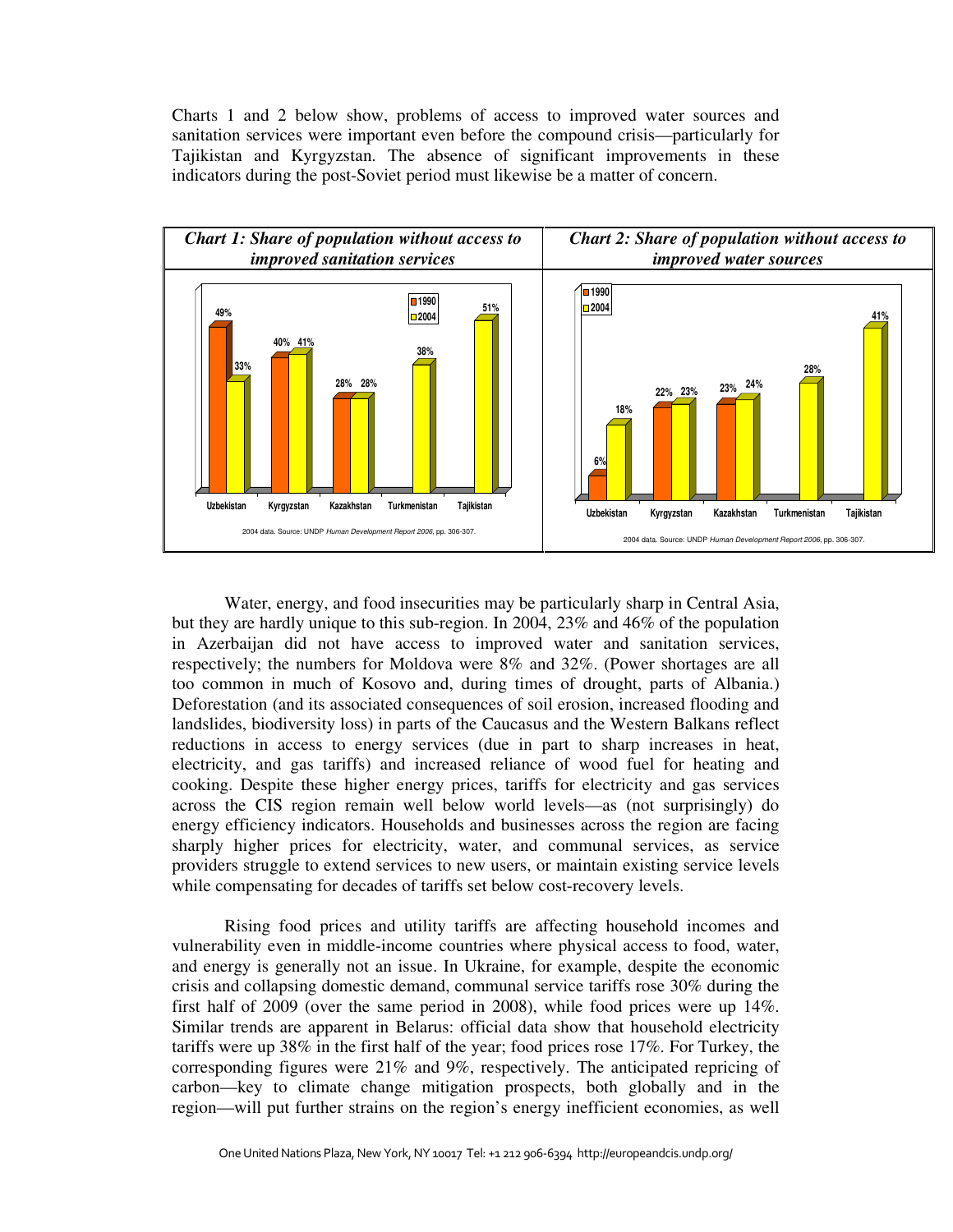Charts 1 and 2 below show, problems of access to improved water sources and sanitation services were important even before the compound crisis—particularly for Tajikistan and Kyrgyzstan. The absence of significant improvements in these indicators during the post-Soviet period must likewise be a matter of concern.

***Chart 1: Share of population without access to improved sanitation services***

| | 1990 | 2004 |
|---|---|---|
| Uzbekistan | 49% | 33% |
| Kyrgyzstan | 40% | 41% |
| Kazakhstan | 28% | 28% |
| Turkmenistan | | 38% |
| Tajikistan | | 51% |

2004 data. Source: UNDP *Human Development Report 2006*, pp. 306-307.

***Chart 2: Share of population without access to improved water sources***

| | 1990 | 2004 |
|---|---|---|
| Uzbekistan | 6% | 18% |
| Kyrgyzstan | 22% | 23% |
| Kazakhstan | 23% | 24% |
| Turkmenistan | | 28% |
| Tajikistan | | 41% |

2004 data. Source: UNDP *Human Development Report 2006*, pp. 306-307.

Water, energy, and food insecurities may be particularly sharp in Central Asia, but they are hardly unique to this sub-region. In 2004, 23% and 46% of the population in Azerbaijan did not have access to improved water and sanitation services, respectively; the numbers for Moldova were 8% and 32%. (Power shortages are all too common in much of Kosovo and, during times of drought, parts of Albania.) Deforestation (and its associated consequences of soil erosion, increased flooding and landslides, biodiversity loss) in parts of the Caucasus and the Western Balkans reflect reductions in access to energy services (due in part to sharp increases in heat, electricity, and gas tariffs) and increased reliance of wood fuel for heating and cooking. Despite these higher energy prices, tariffs for electricity and gas services across the CIS region remain well below world levels—as (not surprisingly) do energy efficiency indicators. Households and businesses across the region are facing sharply higher prices for electricity, water, and communal services, as service providers struggle to extend services to new users, or maintain existing service levels while compensating for decades of tariffs set below cost-recovery levels.

Rising food prices and utility tariffs are affecting household incomes and vulnerability even in middle-income countries where physical access to food, water, and energy is generally not an issue. In Ukraine, for example, despite the economic crisis and collapsing domestic demand, communal service tariffs rose 30% during the first half of 2009 (over the same period in 2008), while food prices were up 14%. Similar trends are apparent in Belarus: official data show that household electricity tariffs were up 38% in the first half of the year; food prices rose 17%. For Turkey, the corresponding figures were 21% and 9%, respectively. The anticipated repricing of carbon—key to climate change mitigation prospects, both globally and in the region—will put further strains on the region's energy inefficient economies, as well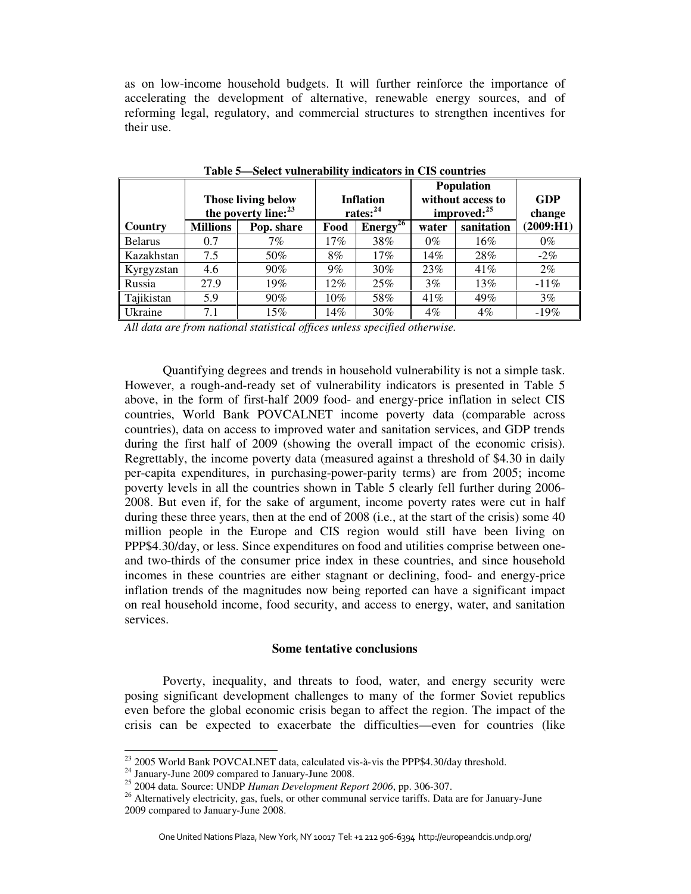as on low-income household budgets. It will further reinforce the importance of accelerating the development of alternative, renewable energy sources, and of reforming legal, regulatory, and commercial structures to strengthen incentives for their use.

**Table 5—Select vulnerability indicators in CIS countries**

| | Those living below the poverty line:[23] | | Inflation rates:[24] | | Population without access to improved:[25] | | GDP change |
|---|---|---|---|---|---|---|---|
| **Country** | **Millions** | **Pop. share** | **Food** | **Energy[26]** | **water** | **sanitation** | **(2009:H1)** |
| Belarus | 0.7 | 7% | 17% | 38% | 0% | 16% | 0% |
| Kazakhstan | 7.5 | 50% | 8% | 17% | 14% | 28% | -2% |
| Kyrgyzstan | 4.6 | 90% | 9% | 30% | 23% | 41% | 2% |
| Russia | 27.9 | 19% | 12% | 25% | 3% | 13% | -11% |
| Tajikistan | 5.9 | 90% | 10% | 58% | 41% | 49% | 3% |
| Ukraine | 7.1 | 15% | 14% | 30% | 4% | 4% | -19% |

*All data are from national statistical offices unless specified otherwise.*

Quantifying degrees and trends in household vulnerability is not a simple task. However, a rough-and-ready set of vulnerability indicators is presented in Table 5 above, in the form of first-half 2009 food- and energy-price inflation in select CIS countries, World Bank POVCALNET income poverty data (comparable across countries), data on access to improved water and sanitation services, and GDP trends during the first half of 2009 (showing the overall impact of the economic crisis). Regrettably, the income poverty data (measured against a threshold of \$4.30 in daily per-capita expenditures, in purchasing-power-parity terms) are from 2005; income poverty levels in all the countries shown in Table 5 clearly fell further during 2006-2008. But even if, for the sake of argument, income poverty rates were cut in half during these three years, then at the end of 2008 (i.e., at the start of the crisis) some 40 million people in the Europe and CIS region would still have been living on PPP\$4.30/day, or less. Since expenditures on food and utilities comprise between one- and two-thirds of the consumer price index in these countries, and since household incomes in these countries are either stagnant or declining, food- and energy-price inflation trends of the magnitudes now being reported can have a significant impact on real household income, food security, and access to energy, water, and sanitation services.

### Some tentative conclusions

Poverty, inequality, and threats to food, water, and energy security were posing significant development challenges to many of the former Soviet republics even before the global economic crisis began to affect the region. The impact of the crisis can be expected to exacerbate the difficulties—even for countries (like

[23] 2005 World Bank POVCALNET data, calculated vis-à-vis the PPP\$4.30/day threshold.

[24] January-June 2009 compared to January-June 2008.

[25] 2004 data. Source: UNDP *Human Development Report 2006*, pp. 306-307.

[26] Alternatively electricity, gas, fuels, or other communal service tariffs. Data are for January-June 2009 compared to January-June 2008.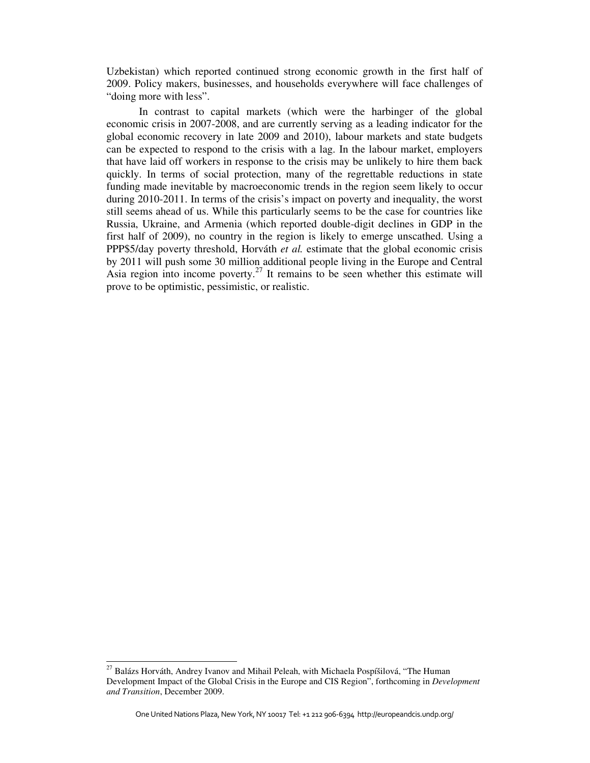Uzbekistan) which reported continued strong economic growth in the first half of 2009. Policy makers, businesses, and households everywhere will face challenges of "doing more with less".

In contrast to capital markets (which were the harbinger of the global economic crisis in 2007-2008, and are currently serving as a leading indicator for the global economic recovery in late 2009 and 2010), labour markets and state budgets can be expected to respond to the crisis with a lag. In the labour market, employers that have laid off workers in response to the crisis may be unlikely to hire them back quickly. In terms of social protection, many of the regrettable reductions in state funding made inevitable by macroeconomic trends in the region seem likely to occur during 2010-2011. In terms of the crisis's impact on poverty and inequality, the worst still seems ahead of us. While this particularly seems to be the case for countries like Russia, Ukraine, and Armenia (which reported double-digit declines in GDP in the first half of 2009), no country in the region is likely to emerge unscathed. Using a PPP$5/day poverty threshold, Horváth *et al.* estimate that the global economic crisis by 2011 will push some 30 million additional people living in the Europe and Central Asia region into income poverty.[27] It remains to be seen whether this estimate will prove to be optimistic, pessimistic, or realistic.

---

[27] Balázs Horváth, Andrey Ivanov and Mihail Peleah, with Michaela Pospíšilová, "The Human Development Impact of the Global Crisis in the Europe and CIS Region", forthcoming in *Development and Transition*, December 2009.